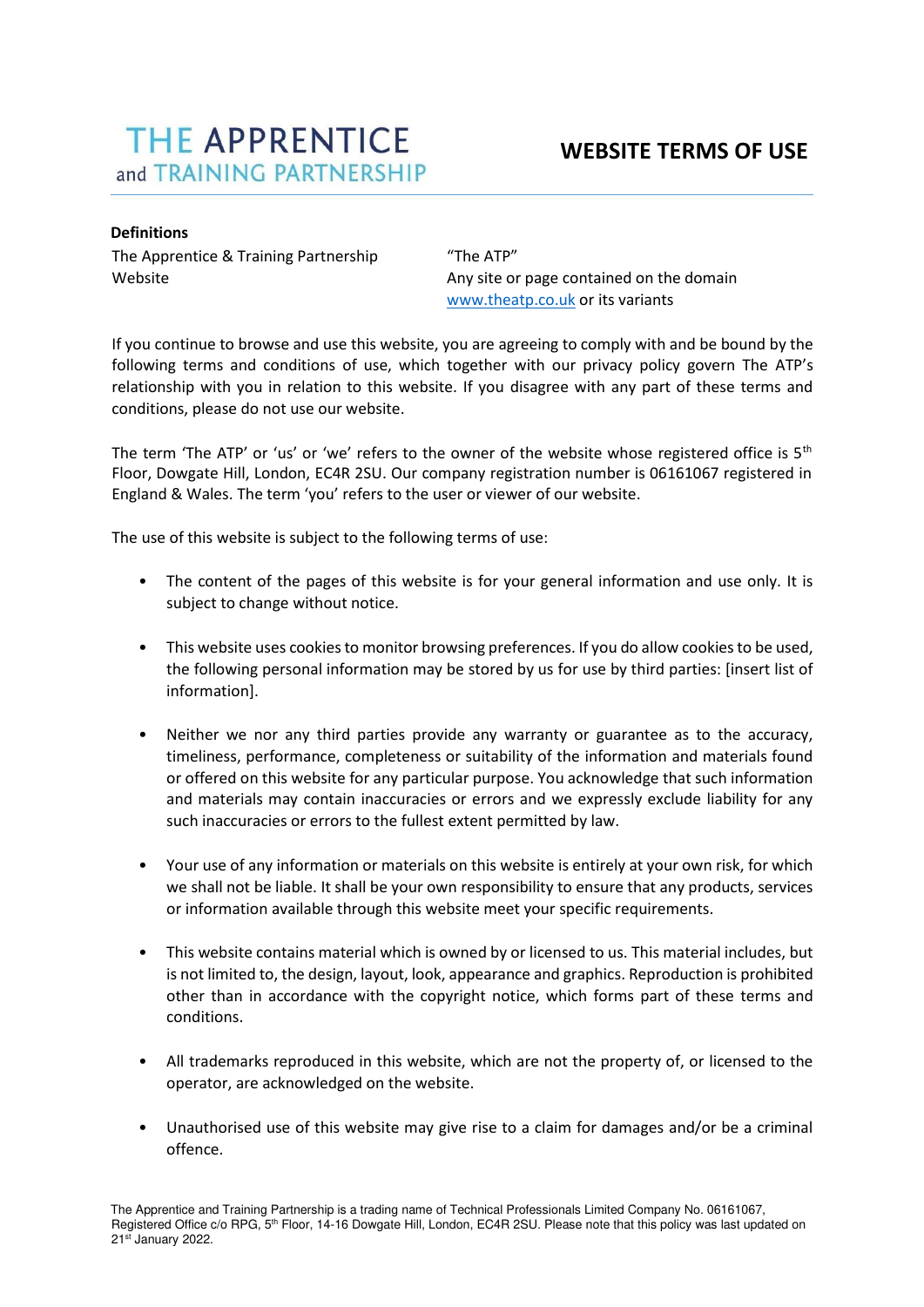# THE APPRENTICE and TRAINING PARTNERSHIP

# WEBSITE TERMS OF USE

**Definitions**

| | |
|---|---|
| The Apprentice & Training Partnership | "The ATP" |
| Website | Any site or page contained on the domain www.theatp.co.uk or its variants |

If you continue to browse and use this website, you are agreeing to comply with and be bound by the following terms and conditions of use, which together with our privacy policy govern The ATP's relationship with you in relation to this website. If you disagree with any part of these terms and conditions, please do not use our website.

The term 'The ATP' or 'us' or 'we' refers to the owner of the website whose registered office is 5th Floor, Dowgate Hill, London, EC4R 2SU. Our company registration number is 06161067 registered in England & Wales. The term 'you' refers to the user or viewer of our website.

The use of this website is subject to the following terms of use:

- The content of the pages of this website is for your general information and use only. It is subject to change without notice.

- This website uses cookies to monitor browsing preferences. If you do allow cookies to be used, the following personal information may be stored by us for use by third parties: [insert list of information].

- Neither we nor any third parties provide any warranty or guarantee as to the accuracy, timeliness, performance, completeness or suitability of the information and materials found or offered on this website for any particular purpose. You acknowledge that such information and materials may contain inaccuracies or errors and we expressly exclude liability for any such inaccuracies or errors to the fullest extent permitted by law.

- Your use of any information or materials on this website is entirely at your own risk, for which we shall not be liable. It shall be your own responsibility to ensure that any products, services or information available through this website meet your specific requirements.

- This website contains material which is owned by or licensed to us. This material includes, but is not limited to, the design, layout, look, appearance and graphics. Reproduction is prohibited other than in accordance with the copyright notice, which forms part of these terms and conditions.

- All trademarks reproduced in this website, which are not the property of, or licensed to the operator, are acknowledged on the website.

- Unauthorised use of this website may give rise to a claim for damages and/or be a criminal offence.

The Apprentice and Training Partnership is a trading name of Technical Professionals Limited Company No. 06161067, Registered Office c/o RPG, 5th Floor, 14-16 Dowgate Hill, London, EC4R 2SU. Please note that this policy was last updated on 21st January 2022.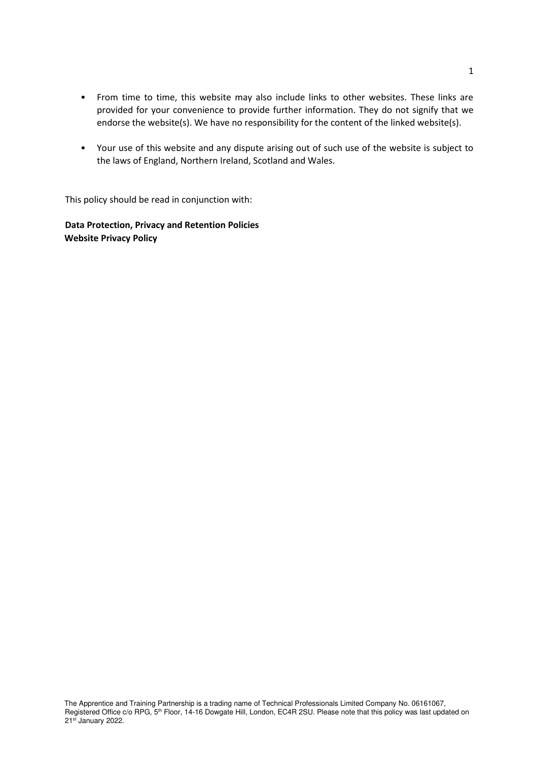- From time to time, this website may also include links to other websites. These links are provided for your convenience to provide further information. They do not signify that we endorse the website(s). We have no responsibility for the content of the linked website(s).

- Your use of this website and any dispute arising out of such use of the website is subject to the laws of England, Northern Ireland, Scotland and Wales.

This policy should be read in conjunction with:

**Data Protection, Privacy and Retention Policies**
**Website Privacy Policy**

The Apprentice and Training Partnership is a trading name of Technical Professionals Limited Company No. 06161067, Registered Office c/o RPG, 5th Floor, 14-16 Dowgate Hill, London, EC4R 2SU. Please note that this policy was last updated on 21st January 2022.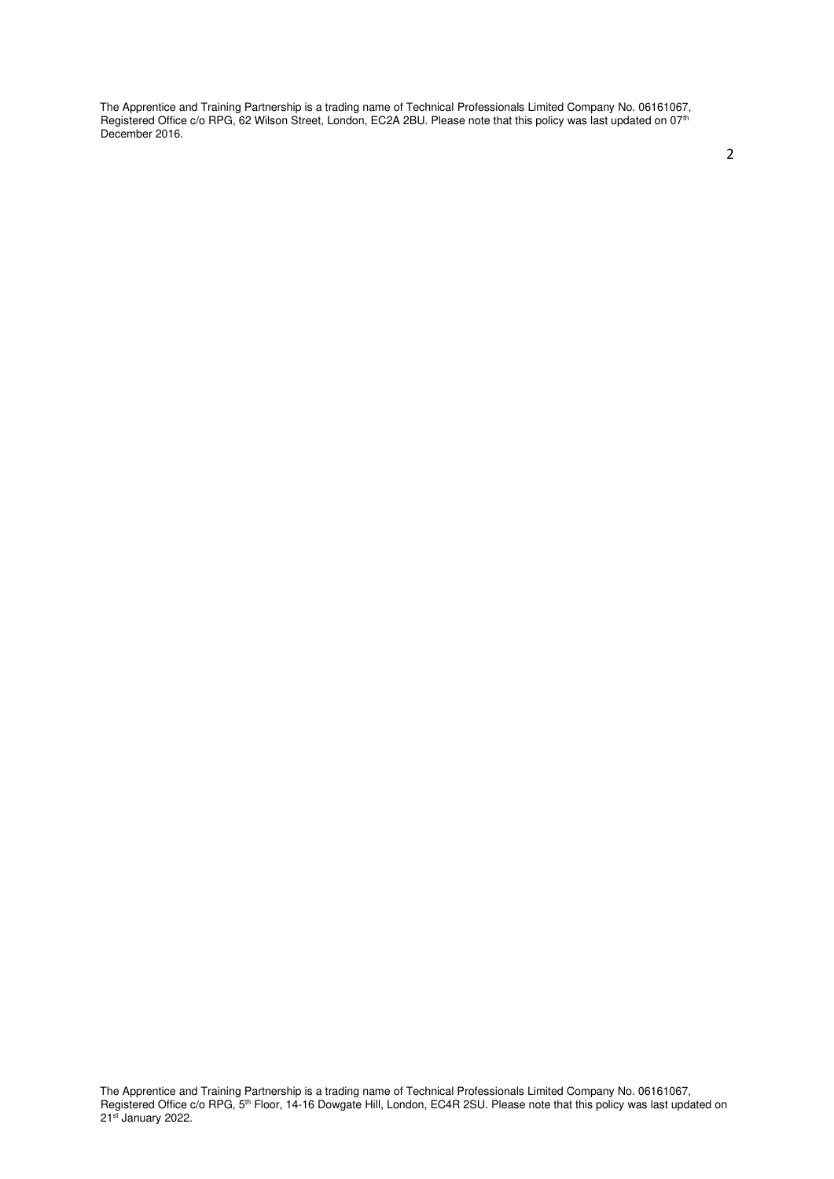The Apprentice and Training Partnership is a trading name of Technical Professionals Limited Company No. 06161067, Registered Office c/o RPG, 62 Wilson Street, London, EC2A 2BU. Please note that this policy was last updated on 07th December 2016.